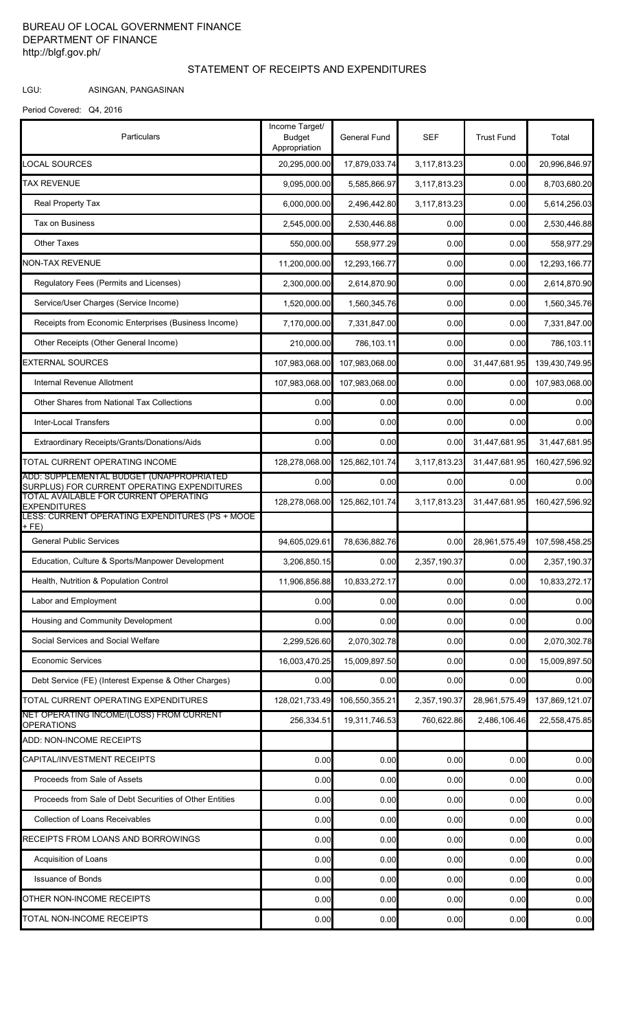BUREAU OF LOCAL GOVERNMENT FINANCE
DEPARTMENT OF FINANCE
http://blgf.gov.ph/

## STATEMENT OF RECEIPTS AND EXPENDITURES

LGU: ASINGAN, PANGASINAN

Period Covered: Q4, 2016

| Particulars | Income Target/ Budget Appropriation | General Fund | SEF | Trust Fund | Total |
|---|---|---|---|---|---|
| LOCAL SOURCES | 20,295,000.00 | 17,879,033.74 | 3,117,813.23 | 0.00 | 20,996,846.97 |
| TAX REVENUE | 9,095,000.00 | 5,585,866.97 | 3,117,813.23 | 0.00 | 8,703,680.20 |
| Real Property Tax | 6,000,000.00 | 2,496,442.80 | 3,117,813.23 | 0.00 | 5,614,256.03 |
| Tax on Business | 2,545,000.00 | 2,530,446.88 | 0.00 | 0.00 | 2,530,446.88 |
| Other Taxes | 550,000.00 | 558,977.29 | 0.00 | 0.00 | 558,977.29 |
| NON-TAX REVENUE | 11,200,000.00 | 12,293,166.77 | 0.00 | 0.00 | 12,293,166.77 |
| Regulatory Fees (Permits and Licenses) | 2,300,000.00 | 2,614,870.90 | 0.00 | 0.00 | 2,614,870.90 |
| Service/User Charges (Service Income) | 1,520,000.00 | 1,560,345.76 | 0.00 | 0.00 | 1,560,345.76 |
| Receipts from Economic Enterprises (Business Income) | 7,170,000.00 | 7,331,847.00 | 0.00 | 0.00 | 7,331,847.00 |
| Other Receipts (Other General Income) | 210,000.00 | 786,103.11 | 0.00 | 0.00 | 786,103.11 |
| EXTERNAL SOURCES | 107,983,068.00 | 107,983,068.00 | 0.00 | 31,447,681.95 | 139,430,749.95 |
| Internal Revenue Allotment | 107,983,068.00 | 107,983,068.00 | 0.00 | 0.00 | 107,983,068.00 |
| Other Shares from National Tax Collections | 0.00 | 0.00 | 0.00 | 0.00 | 0.00 |
| Inter-Local Transfers | 0.00 | 0.00 | 0.00 | 0.00 | 0.00 |
| Extraordinary Receipts/Grants/Donations/Aids | 0.00 | 0.00 | 0.00 | 31,447,681.95 | 31,447,681.95 |
| TOTAL CURRENT OPERATING INCOME | 128,278,068.00 | 125,862,101.74 | 3,117,813.23 | 31,447,681.95 | 160,427,596.92 |
| ADD: SUPPLEMENTAL BUDGET (UNAPPROPRIATED SURPLUS) FOR CURRENT OPERATING EXPENDITURES | 0.00 | 0.00 | 0.00 | 0.00 | 0.00 |
| TOTAL AVAILABLE FOR CURRENT OPERATING EXPENDITURES | 128,278,068.00 | 125,862,101.74 | 3,117,813.23 | 31,447,681.95 | 160,427,596.92 |
| LESS: CURRENT OPERATING EXPENDITURES (PS + MOOE + FE) | | | | | |
| General Public Services | 94,605,029.61 | 78,636,882.76 | 0.00 | 28,961,575.49 | 107,598,458.25 |
| Education, Culture & Sports/Manpower Development | 3,206,850.15 | 0.00 | 2,357,190.37 | 0.00 | 2,357,190.37 |
| Health, Nutrition & Population Control | 11,906,856.88 | 10,833,272.17 | 0.00 | 0.00 | 10,833,272.17 |
| Labor and Employment | 0.00 | 0.00 | 0.00 | 0.00 | 0.00 |
| Housing and Community Development | 0.00 | 0.00 | 0.00 | 0.00 | 0.00 |
| Social Services and Social Welfare | 2,299,526.60 | 2,070,302.78 | 0.00 | 0.00 | 2,070,302.78 |
| Economic Services | 16,003,470.25 | 15,009,897.50 | 0.00 | 0.00 | 15,009,897.50 |
| Debt Service (FE) (Interest Expense & Other Charges) | 0.00 | 0.00 | 0.00 | 0.00 | 0.00 |
| TOTAL CURRENT OPERATING EXPENDITURES | 128,021,733.49 | 106,550,355.21 | 2,357,190.37 | 28,961,575.49 | 137,869,121.07 |
| NET OPERATING INCOME/(LOSS) FROM CURRENT OPERATIONS | 256,334.51 | 19,311,746.53 | 760,622.86 | 2,486,106.46 | 22,558,475.85 |
| ADD: NON-INCOME RECEIPTS | | | | | |
| CAPITAL/INVESTMENT RECEIPTS | 0.00 | 0.00 | 0.00 | 0.00 | 0.00 |
| Proceeds from Sale of Assets | 0.00 | 0.00 | 0.00 | 0.00 | 0.00 |
| Proceeds from Sale of Debt Securities of Other Entities | 0.00 | 0.00 | 0.00 | 0.00 | 0.00 |
| Collection of Loans Receivables | 0.00 | 0.00 | 0.00 | 0.00 | 0.00 |
| RECEIPTS FROM LOANS AND BORROWINGS | 0.00 | 0.00 | 0.00 | 0.00 | 0.00 |
| Acquisition of Loans | 0.00 | 0.00 | 0.00 | 0.00 | 0.00 |
| Issuance of Bonds | 0.00 | 0.00 | 0.00 | 0.00 | 0.00 |
| OTHER NON-INCOME RECEIPTS | 0.00 | 0.00 | 0.00 | 0.00 | 0.00 |
| TOTAL NON-INCOME RECEIPTS | 0.00 | 0.00 | 0.00 | 0.00 | 0.00 |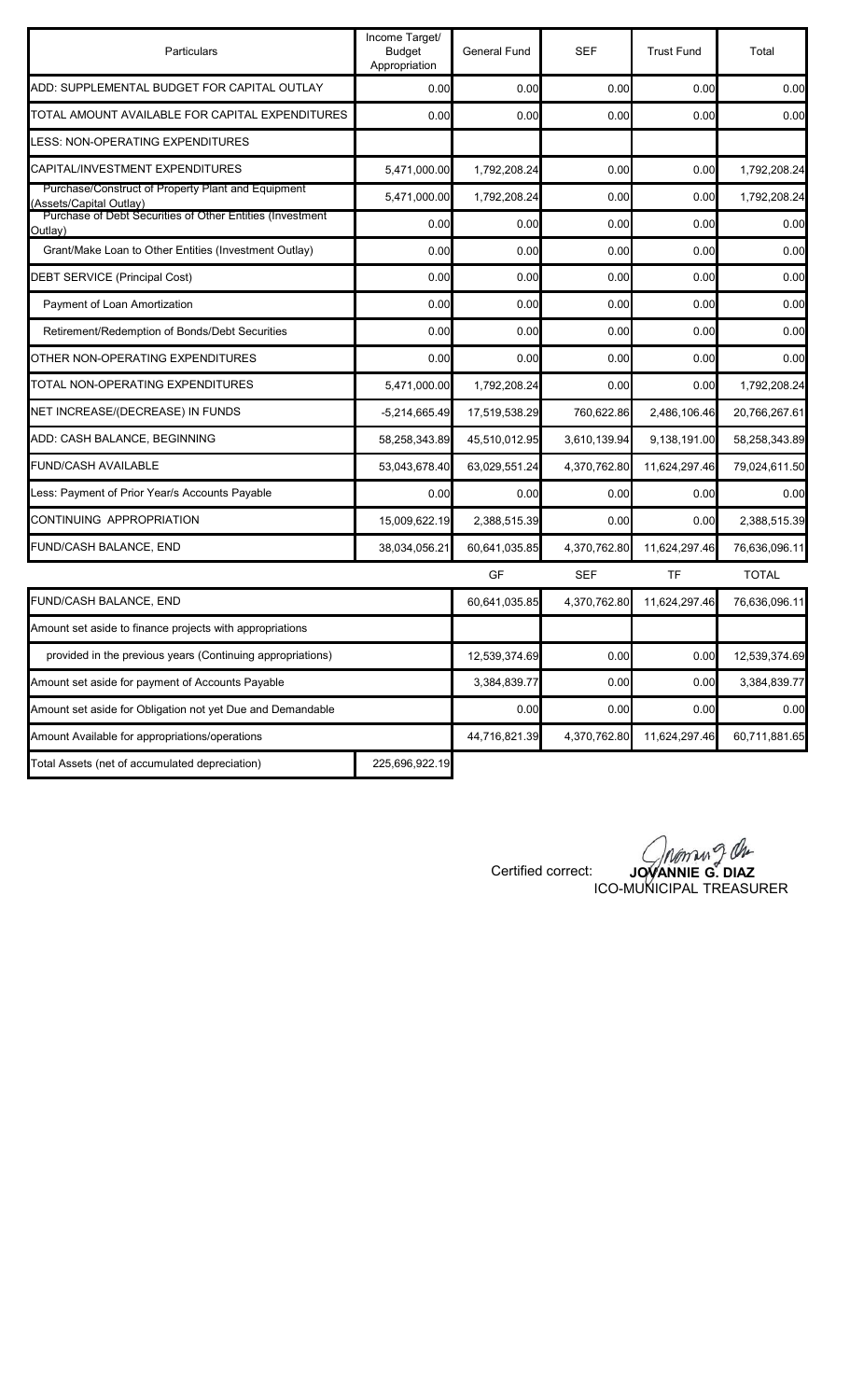| Particulars | Income Target/ Budget Appropriation | General Fund | SEF | Trust Fund | Total |
|---|---|---|---|---|---|
| ADD: SUPPLEMENTAL BUDGET FOR CAPITAL OUTLAY | 0.00 | 0.00 | 0.00 | 0.00 | 0.00 |
| TOTAL AMOUNT AVAILABLE FOR CAPITAL EXPENDITURES | 0.00 | 0.00 | 0.00 | 0.00 | 0.00 |
| LESS: NON-OPERATING EXPENDITURES | | | | | |
| CAPITAL/INVESTMENT EXPENDITURES | 5,471,000.00 | 1,792,208.24 | 0.00 | 0.00 | 1,792,208.24 |
| Purchase/Construct of Property Plant and Equipment (Assets/Capital Outlay) | 5,471,000.00 | 1,792,208.24 | 0.00 | 0.00 | 1,792,208.24 |
| Purchase of Debt Securities of Other Entities (Investment Outlay) | 0.00 | 0.00 | 0.00 | 0.00 | 0.00 |
| Grant/Make Loan to Other Entities (Investment Outlay) | 0.00 | 0.00 | 0.00 | 0.00 | 0.00 |
| DEBT SERVICE (Principal Cost) | 0.00 | 0.00 | 0.00 | 0.00 | 0.00 |
| Payment of Loan Amortization | 0.00 | 0.00 | 0.00 | 0.00 | 0.00 |
| Retirement/Redemption of Bonds/Debt Securities | 0.00 | 0.00 | 0.00 | 0.00 | 0.00 |
| OTHER NON-OPERATING EXPENDITURES | 0.00 | 0.00 | 0.00 | 0.00 | 0.00 |
| TOTAL NON-OPERATING EXPENDITURES | 5,471,000.00 | 1,792,208.24 | 0.00 | 0.00 | 1,792,208.24 |
| NET INCREASE/(DECREASE) IN FUNDS | -5,214,665.49 | 17,519,538.29 | 760,622.86 | 2,486,106.46 | 20,766,267.61 |
| ADD: CASH BALANCE, BEGINNING | 58,258,343.89 | 45,510,012.95 | 3,610,139.94 | 9,138,191.00 | 58,258,343.89 |
| FUND/CASH AVAILABLE | 53,043,678.40 | 63,029,551.24 | 4,370,762.80 | 11,624,297.46 | 79,024,611.50 |
| Less: Payment of Prior Year/s Accounts Payable | 0.00 | 0.00 | 0.00 | 0.00 | 0.00 |
| CONTINUING APPROPRIATION | 15,009,622.19 | 2,388,515.39 | 0.00 | 0.00 | 2,388,515.39 |
| FUND/CASH BALANCE, END | 38,034,056.21 | 60,641,035.85 | 4,370,762.80 | 11,624,297.46 | 76,636,096.11 |
| | | GF | SEF | TF | TOTAL |
| FUND/CASH BALANCE, END | | 60,641,035.85 | 4,370,762.80 | 11,624,297.46 | 76,636,096.11 |
| Amount set aside to finance projects with appropriations | | | | | |
| provided in the previous years (Continuing appropriations) | | 12,539,374.69 | 0.00 | 0.00 | 12,539,374.69 |
| Amount set aside for payment of Accounts Payable | | 3,384,839.77 | 0.00 | 0.00 | 3,384,839.77 |
| Amount set aside for Obligation not yet Due and Demandable | | 0.00 | 0.00 | 0.00 | 0.00 |
| Amount Available for appropriations/operations | | 44,716,821.39 | 4,370,762.80 | 11,624,297.46 | 60,711,881.65 |
| Total Assets (net of accumulated depreciation) | 225,696,922.19 | | | | |

Certified correct: **JOVANNIE G. DIAZ**
ICO-MUNICIPAL TREASURER